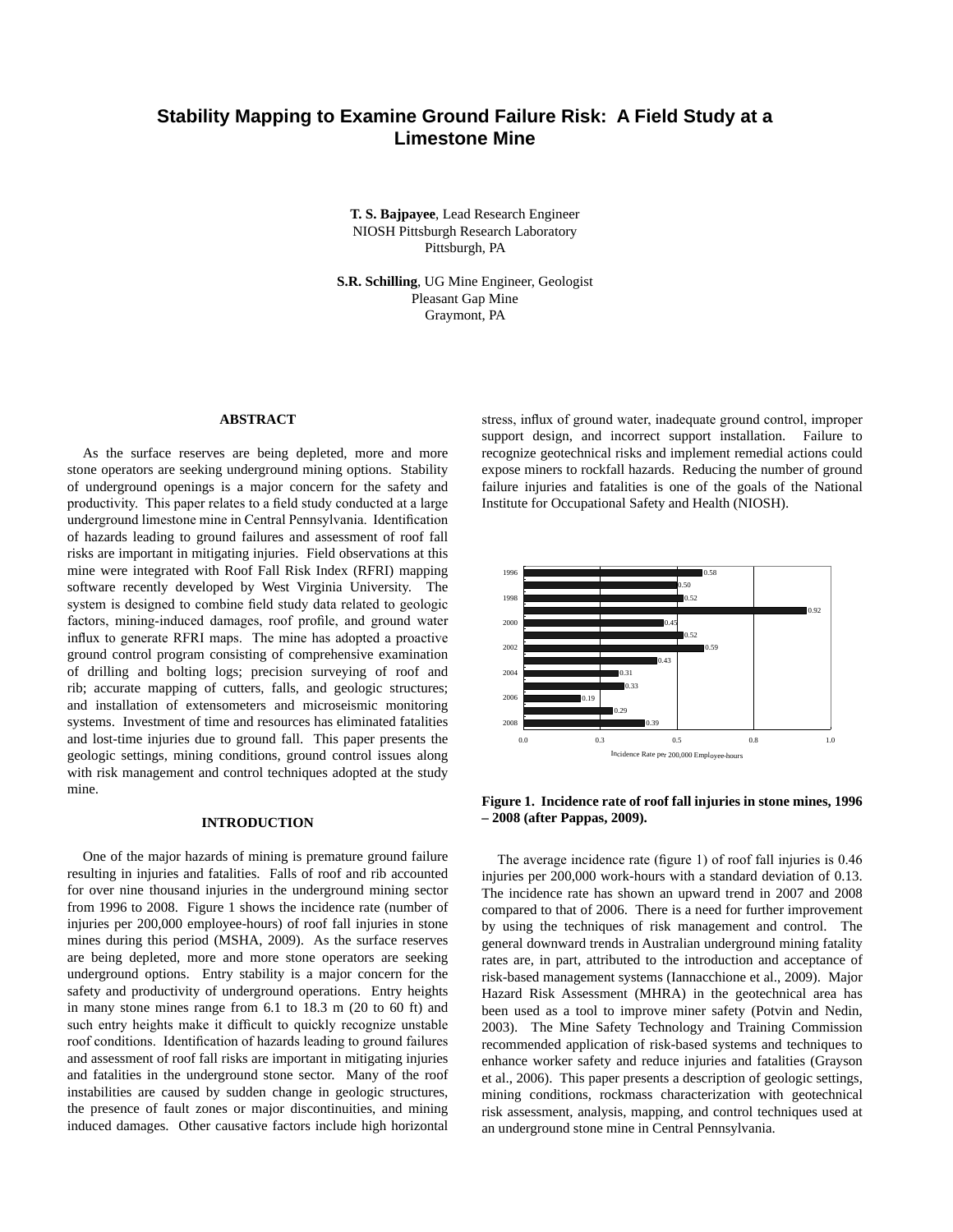# Stability Mapping to Examine Ground Failure Risk: A Field Study at a Limestone Mine

**T. S. Bajpayee**, Lead Research Engineer
NIOSH Pittsburgh Research Laboratory
Pittsburgh, PA

**S.R. Schilling**, UG Mine Engineer, Geologist
Pleasant Gap Mine
Graymont, PA

## ABSTRACT

As the surface reserves are being depleted, more and more stone operators are seeking underground mining options. Stability of underground openings is a major concern for the safety and productivity. This paper relates to a field study conducted at a large underground limestone mine in Central Pennsylvania. Identification of hazards leading to ground failures and assessment of roof fall risks are important in mitigating injuries. Field observations at this mine were integrated with Roof Fall Risk Index (RFRI) mapping software recently developed by West Virginia University. The system is designed to combine field study data related to geologic factors, mining-induced damages, roof profile, and ground water influx to generate RFRI maps. The mine has adopted a proactive ground control program consisting of comprehensive examination of drilling and bolting logs; precision surveying of roof and rib; accurate mapping of cutters, falls, and geologic structures; and installation of extensometers and microseismic monitoring systems. Investment of time and resources has eliminated fatalities and lost-time injuries due to ground fall. This paper presents the geologic settings, mining conditions, ground control issues along with risk management and control techniques adopted at the study mine.

## INTRODUCTION

One of the major hazards of mining is premature ground failure resulting in injuries and fatalities. Falls of roof and rib accounted for over nine thousand injuries in the underground mining sector from 1996 to 2008. Figure 1 shows the incidence rate (number of injuries per 200,000 employee-hours) of roof fall injuries in stone mines during this period (MSHA, 2009). As the surface reserves are being depleted, more and more stone operators are seeking underground options. Entry stability is a major concern for the safety and productivity of underground operations. Entry heights in many stone mines range from 6.1 to 18.3 m (20 to 60 ft) and such entry heights make it difficult to quickly recognize unstable roof conditions. Identification of hazards leading to ground failures and assessment of roof fall risks are important in mitigating injuries and fatalities in the underground stone sector. Many of the roof instabilities are caused by sudden change in geologic structures, the presence of fault zones or major discontinuities, and mining induced damages. Other causative factors include high horizontal stress, influx of ground water, inadequate ground control, improper support design, and incorrect support installation. Failure to recognize geotechnical risks and implement remedial actions could expose miners to rockfall hazards. Reducing the number of ground failure injuries and fatalities is one of the goals of the National Institute for Occupational Safety and Health (NIOSH).

| Year | Incidence Rate per 200,000 Employee-hours |
|---|---|
| 1996 | 0.58 |
| 1997 | 0.50 |
| 1998 | 0.52 |
| 1999 | 0.92 |
| 2000 | 0.45 |
| 2001 | 0.52 |
| 2002 | 0.59 |
| 2003 | 0.43 |
| 2004 | 0.31 |
| 2005 | 0.33 |
| 2006 | 0.19 |
| 2007 | 0.29 |
| 2008 | 0.39 |

**Figure 1. Incidence rate of roof fall injuries in stone mines, 1996 – 2008 (after Pappas, 2009).**

The average incidence rate (figure 1) of roof fall injuries is 0.46 injuries per 200,000 work-hours with a standard deviation of 0.13. The incidence rate has shown an upward trend in 2007 and 2008 compared to that of 2006. There is a need for further improvement by using the techniques of risk management and control. The general downward trends in Australian underground mining fatality rates are, in part, attributed to the introduction and acceptance of risk-based management systems (Iannacchione et al., 2009). Major Hazard Risk Assessment (MHRA) in the geotechnical area has been used as a tool to improve miner safety (Potvin and Nedin, 2003). The Mine Safety Technology and Training Commission recommended application of risk-based systems and techniques to enhance worker safety and reduce injuries and fatalities (Grayson et al., 2006). This paper presents a description of geologic settings, mining conditions, rockmass characterization with geotechnical risk assessment, analysis, mapping, and control techniques used at an underground stone mine in Central Pennsylvania.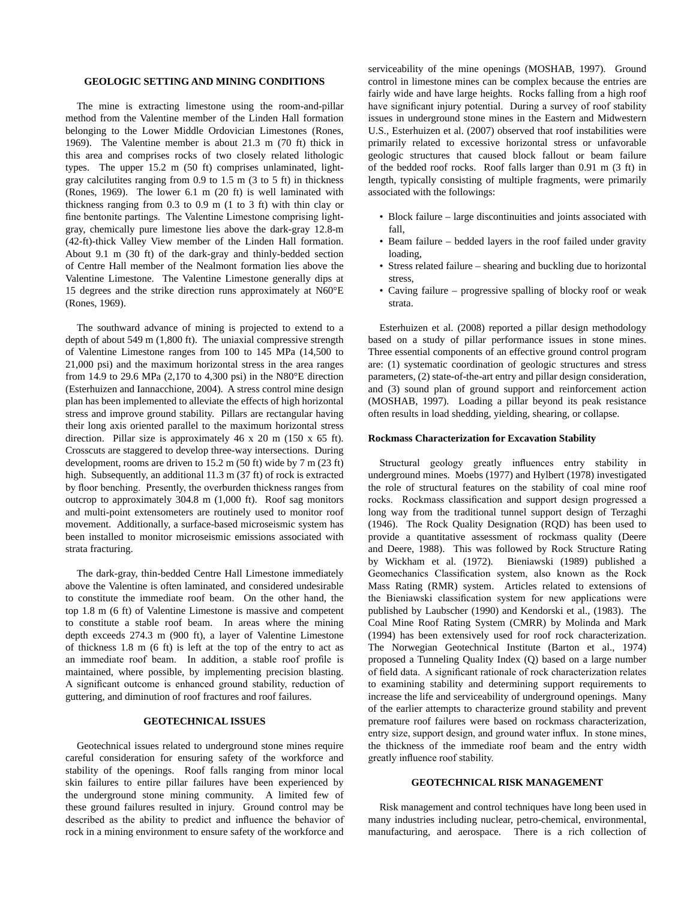## GEOLOGIC SETTING AND MINING CONDITIONS

The mine is extracting limestone using the room-and-pillar method from the Valentine member of the Linden Hall formation belonging to the Lower Middle Ordovician Limestones (Rones, 1969). The Valentine member is about 21.3 m (70 ft) thick in this area and comprises rocks of two closely related lithologic types. The upper 15.2 m (50 ft) comprises unlaminated, light-gray calcilutites ranging from 0.9 to 1.5 m (3 to 5 ft) in thickness (Rones, 1969). The lower 6.1 m (20 ft) is well laminated with thickness ranging from 0.3 to 0.9 m (1 to 3 ft) with thin clay or fine bentonite partings. The Valentine Limestone comprising light-gray, chemically pure limestone lies above the dark-gray 12.8-m (42-ft)-thick Valley View member of the Linden Hall formation. About 9.1 m (30 ft) of the dark-gray and thinly-bedded section of Centre Hall member of the Nealmont formation lies above the Valentine Limestone. The Valentine Limestone generally dips at 15 degrees and the strike direction runs approximately at N60°E (Rones, 1969).

The southward advance of mining is projected to extend to a depth of about 549 m (1,800 ft). The uniaxial compressive strength of Valentine Limestone ranges from 100 to 145 MPa (14,500 to 21,000 psi) and the maximum horizontal stress in the area ranges from 14.9 to 29.6 MPa (2,170 to 4,300 psi) in the N80°E direction (Esterhuizen and Iannacchione, 2004). A stress control mine design plan has been implemented to alleviate the effects of high horizontal stress and improve ground stability. Pillars are rectangular having their long axis oriented parallel to the maximum horizontal stress direction. Pillar size is approximately 46 x 20 m (150 x 65 ft). Crosscuts are staggered to develop three-way intersections. During development, rooms are driven to 15.2 m (50 ft) wide by 7 m (23 ft) high. Subsequently, an additional 11.3 m (37 ft) of rock is extracted by floor benching. Presently, the overburden thickness ranges from outcrop to approximately 304.8 m (1,000 ft). Roof sag monitors and multi-point extensometers are routinely used to monitor roof movement. Additionally, a surface-based microseismic system has been installed to monitor microseismic emissions associated with strata fracturing.

The dark-gray, thin-bedded Centre Hall Limestone immediately above the Valentine is often laminated, and considered undesirable to constitute the immediate roof beam. On the other hand, the top 1.8 m (6 ft) of Valentine Limestone is massive and competent to constitute a stable roof beam. In areas where the mining depth exceeds 274.3 m (900 ft), a layer of Valentine Limestone of thickness 1.8 m (6 ft) is left at the top of the entry to act as an immediate roof beam. In addition, a stable roof profile is maintained, where possible, by implementing precision blasting. A significant outcome is enhanced ground stability, reduction of guttering, and diminution of roof fractures and roof failures.

## GEOTECHNICAL ISSUES

Geotechnical issues related to underground stone mines require careful consideration for ensuring safety of the workforce and stability of the openings. Roof falls ranging from minor local skin failures to entire pillar failures have been experienced by the underground stone mining community. A limited few of these ground failures resulted in injury. Ground control may be described as the ability to predict and influence the behavior of rock in a mining environment to ensure safety of the workforce and serviceability of the mine openings (MOSHAB, 1997). Ground control in limestone mines can be complex because the entries are fairly wide and have large heights. Rocks falling from a high roof have significant injury potential. During a survey of roof stability issues in underground stone mines in the Eastern and Midwestern U.S., Esterhuizen et al. (2007) observed that roof instabilities were primarily related to excessive horizontal stress or unfavorable geologic structures that caused block fallout or beam failure of the bedded roof rocks. Roof falls larger than 0.91 m (3 ft) in length, typically consisting of multiple fragments, were primarily associated with the followings:

- Block failure – large discontinuities and joints associated with fall,
- Beam failure – bedded layers in the roof failed under gravity loading,
- Stress related failure – shearing and buckling due to horizontal stress,
- Caving failure – progressive spalling of blocky roof or weak strata.

Esterhuizen et al. (2008) reported a pillar design methodology based on a study of pillar performance issues in stone mines. Three essential components of an effective ground control program are: (1) systematic coordination of geologic structures and stress parameters, (2) state-of-the-art entry and pillar design consideration, and (3) sound plan of ground support and reinforcement action (MOSHAB, 1997). Loading a pillar beyond its peak resistance often results in load shedding, yielding, shearing, or collapse.

### Rockmass Characterization for Excavation Stability

Structural geology greatly influences entry stability in underground mines. Moebs (1977) and Hylbert (1978) investigated the role of structural features on the stability of coal mine roof rocks. Rockmass classification and support design progressed a long way from the traditional tunnel support design of Terzaghi (1946). The Rock Quality Designation (RQD) has been used to provide a quantitative assessment of rockmass quality (Deere and Deere, 1988). This was followed by Rock Structure Rating by Wickham et al. (1972). Bieniawski (1989) published a Geomechanics Classification system, also known as the Rock Mass Rating (RMR) system. Articles related to extensions of the Bieniawski classification system for new applications were published by Laubscher (1990) and Kendorski et al., (1983). The Coal Mine Roof Rating System (CMRR) by Molinda and Mark (1994) has been extensively used for roof rock characterization. The Norwegian Geotechnical Institute (Barton et al., 1974) proposed a Tunneling Quality Index (Q) based on a large number of field data. A significant rationale of rock characterization relates to examining stability and determining support requirements to increase the life and serviceability of underground openings. Many of the earlier attempts to characterize ground stability and prevent premature roof failures were based on rockmass characterization, entry size, support design, and ground water influx. In stone mines, the thickness of the immediate roof beam and the entry width greatly influence roof stability.

## GEOTECHNICAL RISK MANAGEMENT

Risk management and control techniques have long been used in many industries including nuclear, petro-chemical, environmental, manufacturing, and aerospace. There is a rich collection of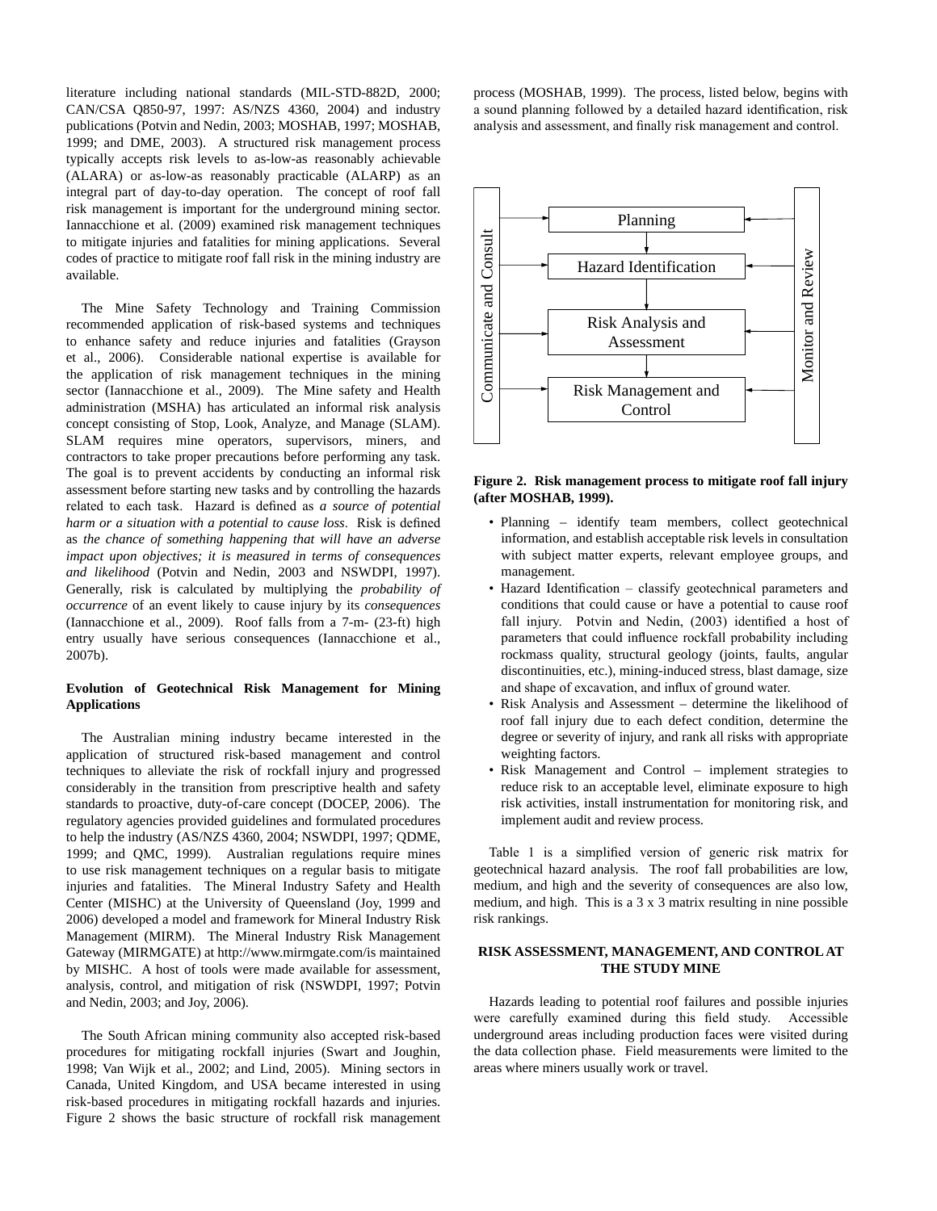literature including national standards (MIL-STD-882D, 2000; CAN/CSA Q850-97, 1997: AS/NZS 4360, 2004) and industry publications (Potvin and Nedin, 2003; MOSHAB, 1997; MOSHAB, 1999; and DME, 2003). A structured risk management process typically accepts risk levels to as-low-as reasonably achievable (ALARA) or as-low-as reasonably practicable (ALARP) as an integral part of day-to-day operation. The concept of roof fall risk management is important for the underground mining sector. Iannacchione et al. (2009) examined risk management techniques to mitigate injuries and fatalities for mining applications. Several codes of practice to mitigate roof fall risk in the mining industry are available.

The Mine Safety Technology and Training Commission recommended application of risk-based systems and techniques to enhance safety and reduce injuries and fatalities (Grayson et al., 2006). Considerable national expertise is available for the application of risk management techniques in the mining sector (Iannacchione et al., 2009). The Mine safety and Health administration (MSHA) has articulated an informal risk analysis concept consisting of Stop, Look, Analyze, and Manage (SLAM). SLAM requires mine operators, supervisors, miners, and contractors to take proper precautions before performing any task. The goal is to prevent accidents by conducting an informal risk assessment before starting new tasks and by controlling the hazards related to each task. Hazard is defined as *a source of potential harm or a situation with a potential to cause loss*. Risk is defined as *the chance of something happening that will have an adverse impact upon objectives; it is measured in terms of consequences and likelihood* (Potvin and Nedin, 2003 and NSWDPI, 1997). Generally, risk is calculated by multiplying the *probability of occurrence* of an event likely to cause injury by its *consequences* (Iannacchione et al., 2009). Roof falls from a 7-m- (23-ft) high entry usually have serious consequences (Iannacchione et al., 2007b).

**Evolution of Geotechnical Risk Management for Mining Applications**

The Australian mining industry became interested in the application of structured risk-based management and control techniques to alleviate the risk of rockfall injury and progressed considerably in the transition from prescriptive health and safety standards to proactive, duty-of-care concept (DOCEP, 2006). The regulatory agencies provided guidelines and formulated procedures to help the industry (AS/NZS 4360, 2004; NSWDPI, 1997; QDME, 1999; and QMC, 1999). Australian regulations require mines to use risk management techniques on a regular basis to mitigate injuries and fatalities. The Mineral Industry Safety and Health Center (MISHC) at the University of Queensland (Joy, 1999 and 2006) developed a model and framework for Mineral Industry Risk Management (MIRM). The Mineral Industry Risk Management Gateway (MIRMGATE) at http://www.mirmgate.com/is maintained by MISHC. A host of tools were made available for assessment, analysis, control, and mitigation of risk (NSWDPI, 1997; Potvin and Nedin, 2003; and Joy, 2006).

The South African mining community also accepted risk-based procedures for mitigating rockfall injuries (Swart and Joughin, 1998; Van Wijk et al., 2002; and Lind, 2005). Mining sectors in Canada, United Kingdom, and USA became interested in using risk-based procedures in mitigating rockfall hazards and injuries. Figure 2 shows the basic structure of rockfall risk management process (MOSHAB, 1999). The process, listed below, begins with a sound planning followed by a detailed hazard identification, risk analysis and assessment, and finally risk management and control.

Communicate and Consult | Planning → Hazard Identification → Risk Analysis and Assessment → Risk Management and Control | Monitor and Review

**Figure 2. Risk management process to mitigate roof fall injury (after MOSHAB, 1999).**

- Planning – identify team members, collect geotechnical information, and establish acceptable risk levels in consultation with subject matter experts, relevant employee groups, and management.
- Hazard Identification – classify geotechnical parameters and conditions that could cause or have a potential to cause roof fall injury. Potvin and Nedin, (2003) identified a host of parameters that could influence rockfall probability including rockmass quality, structural geology (joints, faults, angular discontinuities, etc.), mining-induced stress, blast damage, size and shape of excavation, and influx of ground water.
- Risk Analysis and Assessment – determine the likelihood of roof fall injury due to each defect condition, determine the degree or severity of injury, and rank all risks with appropriate weighting factors.
- Risk Management and Control – implement strategies to reduce risk to an acceptable level, eliminate exposure to high risk activities, install instrumentation for monitoring risk, and implement audit and review process.

Table 1 is a simplified version of generic risk matrix for geotechnical hazard analysis. The roof fall probabilities are low, medium, and high and the severity of consequences are also low, medium, and high. This is a 3 x 3 matrix resulting in nine possible risk rankings.

## RISK ASSESSMENT, MANAGEMENT, AND CONTROL AT THE STUDY MINE

Hazards leading to potential roof failures and possible injuries were carefully examined during this field study. Accessible underground areas including production faces were visited during the data collection phase. Field measurements were limited to the areas where miners usually work or travel.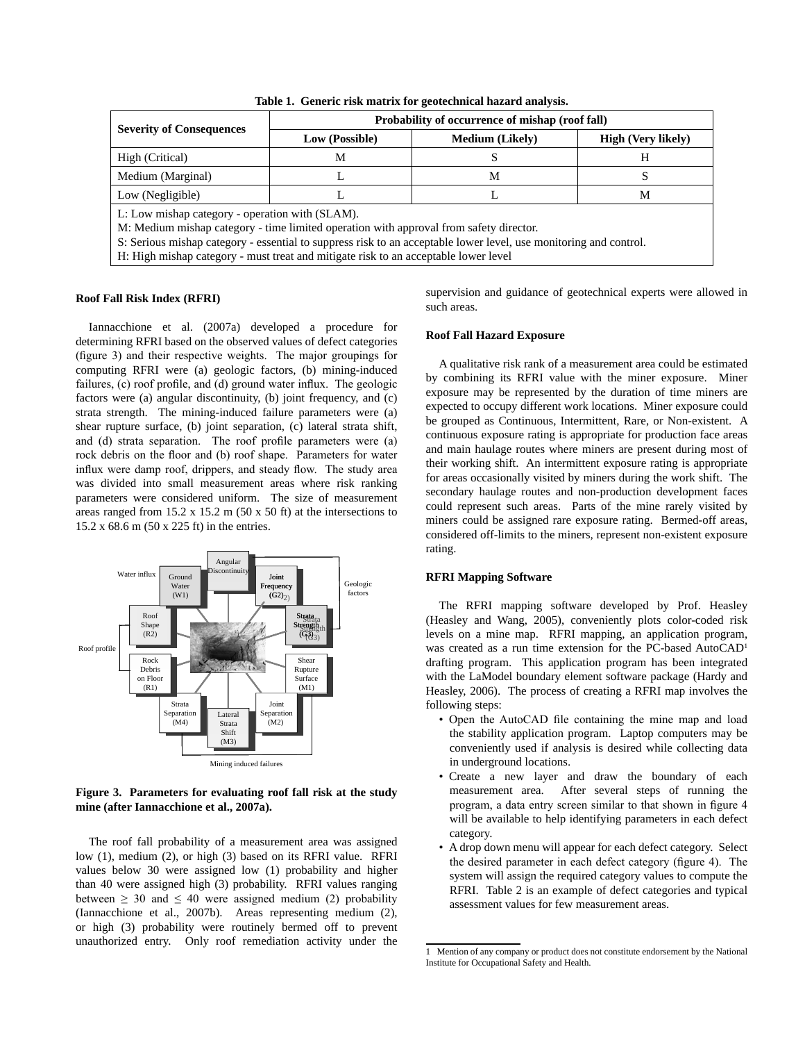**Table 1. Generic risk matrix for geotechnical hazard analysis.**

| Severity of Consequences | Probability of occurrence of mishap (roof fall) | | |
|---|---|---|---|
| | Low (Possible) | Medium (Likely) | High (Very likely) |
| High (Critical) | M | S | H |
| Medium (Marginal) | L | M | S |
| Low (Negligible) | L | L | M |

L: Low mishap category - operation with (SLAM).
M: Medium mishap category - time limited operation with approval from safety director.
S: Serious mishap category - essential to suppress risk to an acceptable lower level, use monitoring and control.
H: High mishap category - must treat and mitigate risk to an acceptable lower level

## Roof Fall Risk Index (RFRI)

Iannacchione et al. (2007a) developed a procedure for determining RFRI based on the observed values of defect categories (figure 3) and their respective weights. The major groupings for computing RFRI were (a) geologic factors, (b) mining-induced failures, (c) roof profile, and (d) ground water influx. The geologic factors were (a) angular discontinuity, (b) joint frequency, and (c) strata strength. The mining-induced failure parameters were (a) shear rupture surface, (b) joint separation, (c) lateral strata shift, and (d) strata separation. The roof profile parameters were (a) rock debris on the floor and (b) roof shape. Parameters for water influx were damp roof, drippers, and steady flow. The study area was divided into small measurement areas where risk ranking parameters were considered uniform. The size of measurement areas ranged from 15.2 x 15.2 m (50 x 50 ft) at the intersections to 15.2 x 68.6 m (50 x 225 ft) in the entries.

**Figure 3. Parameters for evaluating roof fall risk at the study mine (after Iannacchione et al., 2007a).**

The roof fall probability of a measurement area was assigned low (1), medium (2), or high (3) based on its RFRI value. RFRI values below 30 were assigned low (1) probability and higher than 40 were assigned high (3) probability. RFRI values ranging between ≥ 30 and ≤ 40 were assigned medium (2) probability (Iannacchione et al., 2007b). Areas representing medium (2), or high (3) probability were routinely bermed off to prevent unauthorized entry. Only roof remediation activity under the supervision and guidance of geotechnical experts were allowed in such areas.

## Roof Fall Hazard Exposure

A qualitative risk rank of a measurement area could be estimated by combining its RFRI value with the miner exposure. Miner exposure may be represented by the duration of time miners are expected to occupy different work locations. Miner exposure could be grouped as Continuous, Intermittent, Rare, or Non-existent. A continuous exposure rating is appropriate for production face areas and main haulage routes where miners are present during most of their working shift. An intermittent exposure rating is appropriate for areas occasionally visited by miners during the work shift. The secondary haulage routes and non-production development faces could represent such areas. Parts of the mine rarely visited by miners could be assigned rare exposure rating. Bermed-off areas, considered off-limits to the miners, represent non-existent exposure rating.

## RFRI Mapping Software

The RFRI mapping software developed by Prof. Heasley (Heasley and Wang, 2005), conveniently plots color-coded risk levels on a mine map. RFRI mapping, an application program, was created as a run time extension for the PC-based AutoCAD[1] drafting program. This application program has been integrated with the LaModel boundary element software package (Hardy and Heasley, 2006). The process of creating a RFRI map involves the following steps:

- Open the AutoCAD file containing the mine map and load the stability application program. Laptop computers may be conveniently used if analysis is desired while collecting data in underground locations.
- Create a new layer and draw the boundary of each measurement area. After several steps of running the program, a data entry screen similar to that shown in figure 4 will be available to help identifying parameters in each defect category.
- A drop down menu will appear for each defect category. Select the desired parameter in each defect category (figure 4). The system will assign the required category values to compute the RFRI. Table 2 is an example of defect categories and typical assessment values for few measurement areas.

[1] Mention of any company or product does not constitute endorsement by the National Institute for Occupational Safety and Health.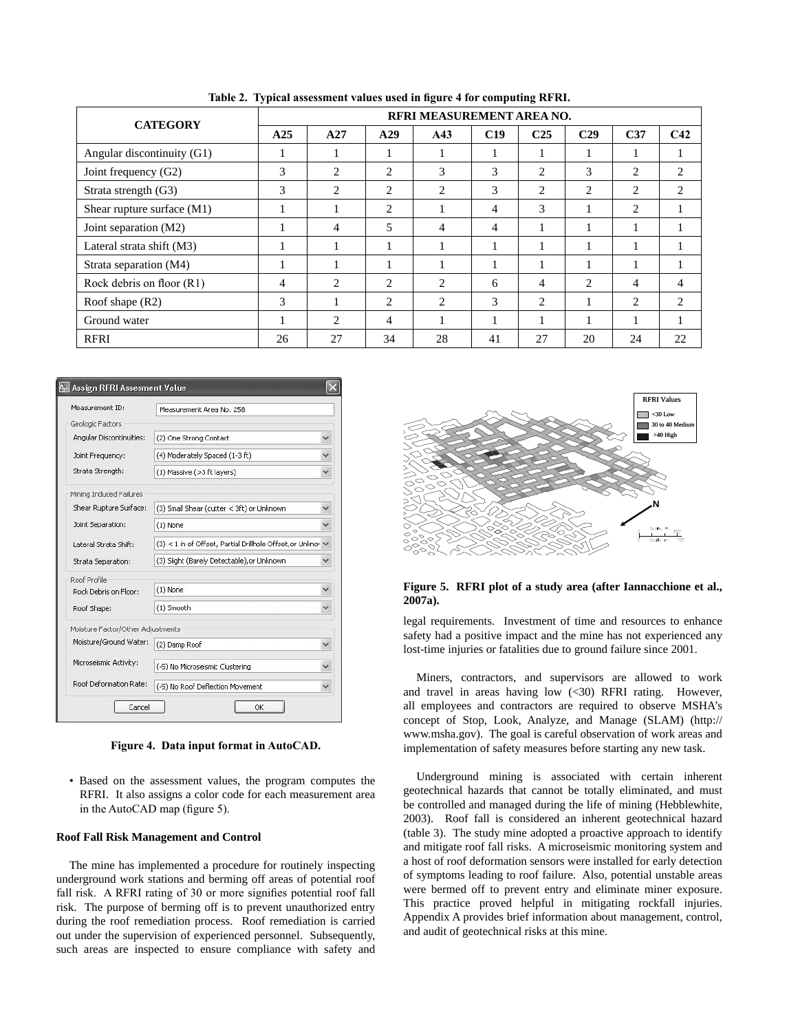**Table 2. Typical assessment values used in figure 4 for computing RFRI.**

| CATEGORY | RFRI MEASUREMENT AREA NO. | | | | | | | | |
|---|---|---|---|---|---|---|---|---|---|
| | A25 | A27 | A29 | A43 | C19 | C25 | C29 | C37 | C42 |
| Angular discontinuity (G1) | 1 | 1 | 1 | 1 | 1 | 1 | 1 | 1 | 1 |
| Joint frequency (G2) | 3 | 2 | 2 | 3 | 3 | 2 | 3 | 2 | 2 |
| Strata strength (G3) | 3 | 2 | 2 | 2 | 3 | 2 | 2 | 2 | 2 |
| Shear rupture surface (M1) | 1 | 1 | 2 | 1 | 4 | 3 | 1 | 2 | 1 |
| Joint separation (M2) | 1 | 4 | 5 | 4 | 4 | 1 | 1 | 1 | 1 |
| Lateral strata shift (M3) | 1 | 1 | 1 | 1 | 1 | 1 | 1 | 1 | 1 |
| Strata separation (M4) | 1 | 1 | 1 | 1 | 1 | 1 | 1 | 1 | 1 |
| Rock debris on floor (R1) | 4 | 2 | 2 | 2 | 6 | 4 | 2 | 4 | 4 |
| Roof shape (R2) | 3 | 1 | 2 | 2 | 3 | 2 | 1 | 2 | 2 |
| Ground water | 1 | 2 | 4 | 1 | 1 | 1 | 1 | 1 | 1 |
| RFRI | 26 | 27 | 34 | 28 | 41 | 27 | 20 | 24 | 22 |

**Figure 4. Data input format in AutoCAD.**

- Based on the assessment values, the program computes the RFRI. It also assigns a color code for each measurement area in the AutoCAD map (figure 5).

## Roof Fall Risk Management and Control

The mine has implemented a procedure for routinely inspecting underground work stations and berming off areas of potential roof fall risk. A RFRI rating of 30 or more signifies potential roof fall risk. The purpose of berming off is to prevent unauthorized entry during the roof remediation process. Roof remediation is carried out under the supervision of experienced personnel. Subsequently, such areas are inspected to ensure compliance with safety and legal requirements. Investment of time and resources to enhance safety had a positive impact and the mine has not experienced any lost-time injuries or fatalities due to ground failure since 2001.

**Figure 5. RFRI plot of a study area (after Iannacchione et al., 2007a).**

Miners, contractors, and supervisors are allowed to work and travel in areas having low (<30) RFRI rating. However, all employees and contractors are required to observe MSHA's concept of Stop, Look, Analyze, and Manage (SLAM) (http://www.msha.gov). The goal is careful observation of work areas and implementation of safety measures before starting any new task.

Underground mining is associated with certain inherent geotechnical hazards that cannot be totally eliminated, and must be controlled and managed during the life of mining (Hebblewhite, 2003). Roof fall is considered an inherent geotechnical hazard (table 3). The study mine adopted a proactive approach to identify and mitigate roof fall risks. A microseismic monitoring system and a host of roof deformation sensors were installed for early detection of symptoms leading to roof failure. Also, potential unstable areas were bermed off to prevent entry and eliminate miner exposure. This practice proved helpful in mitigating rockfall injuries. Appendix A provides brief information about management, control, and audit of geotechnical risks at this mine.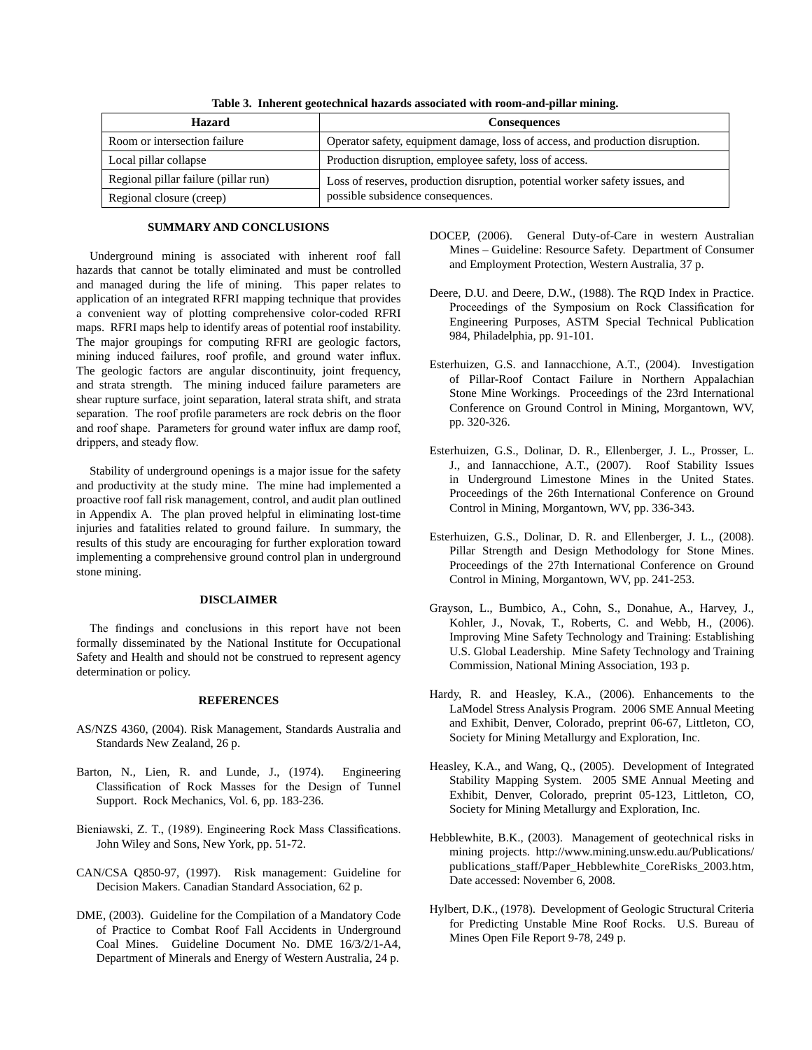**Table 3. Inherent geotechnical hazards associated with room-and-pillar mining.**

| Hazard | Consequences |
| --- | --- |
| Room or intersection failure | Operator safety, equipment damage, loss of access, and production disruption. |
| Local pillar collapse | Production disruption, employee safety, loss of access. |
| Regional pillar failure (pillar run) | Loss of reserves, production disruption, potential worker safety issues, and possible subsidence consequences. |
| Regional closure (creep) | |

## SUMMARY AND CONCLUSIONS

Underground mining is associated with inherent roof fall hazards that cannot be totally eliminated and must be controlled and managed during the life of mining. This paper relates to application of an integrated RFRI mapping technique that provides a convenient way of plotting comprehensive color-coded RFRI maps. RFRI maps help to identify areas of potential roof instability. The major groupings for computing RFRI are geologic factors, mining induced failures, roof profile, and ground water influx. The geologic factors are angular discontinuity, joint frequency, and strata strength. The mining induced failure parameters are shear rupture surface, joint separation, lateral strata shift, and strata separation. The roof profile parameters are rock debris on the floor and roof shape. Parameters for ground water influx are damp roof, drippers, and steady flow.

Stability of underground openings is a major issue for the safety and productivity at the study mine. The mine had implemented a proactive roof fall risk management, control, and audit plan outlined in Appendix A. The plan proved helpful in eliminating lost-time injuries and fatalities related to ground failure. In summary, the results of this study are encouraging for further exploration toward implementing a comprehensive ground control plan in underground stone mining.

## DISCLAIMER

The findings and conclusions in this report have not been formally disseminated by the National Institute for Occupational Safety and Health and should not be construed to represent agency determination or policy.

## REFERENCES

AS/NZS 4360, (2004). Risk Management, Standards Australia and Standards New Zealand, 26 p.

Barton, N., Lien, R. and Lunde, J., (1974). Engineering Classification of Rock Masses for the Design of Tunnel Support. Rock Mechanics, Vol. 6, pp. 183-236.

Bieniawski, Z. T., (1989). Engineering Rock Mass Classifications. John Wiley and Sons, New York, pp. 51-72.

CAN/CSA Q850-97, (1997). Risk management: Guideline for Decision Makers. Canadian Standard Association, 62 p.

DME, (2003). Guideline for the Compilation of a Mandatory Code of Practice to Combat Roof Fall Accidents in Underground Coal Mines. Guideline Document No. DME 16/3/2/1-A4, Department of Minerals and Energy of Western Australia, 24 p.

DOCEP, (2006). General Duty-of-Care in western Australian Mines – Guideline: Resource Safety. Department of Consumer and Employment Protection, Western Australia, 37 p.

Deere, D.U. and Deere, D.W., (1988). The RQD Index in Practice. Proceedings of the Symposium on Rock Classification for Engineering Purposes, ASTM Special Technical Publication 984, Philadelphia, pp. 91-101.

Esterhuizen, G.S. and Iannacchione, A.T., (2004). Investigation of Pillar-Roof Contact Failure in Northern Appalachian Stone Mine Workings. Proceedings of the 23rd International Conference on Ground Control in Mining, Morgantown, WV, pp. 320-326.

Esterhuizen, G.S., Dolinar, D. R., Ellenberger, J. L., Prosser, L. J., and Iannacchione, A.T., (2007). Roof Stability Issues in Underground Limestone Mines in the United States. Proceedings of the 26th International Conference on Ground Control in Mining, Morgantown, WV, pp. 336-343.

Esterhuizen, G.S., Dolinar, D. R. and Ellenberger, J. L., (2008). Pillar Strength and Design Methodology for Stone Mines. Proceedings of the 27th International Conference on Ground Control in Mining, Morgantown, WV, pp. 241-253.

Grayson, L., Bumbico, A., Cohn, S., Donahue, A., Harvey, J., Kohler, J., Novak, T., Roberts, C. and Webb, H., (2006). Improving Mine Safety Technology and Training: Establishing U.S. Global Leadership. Mine Safety Technology and Training Commission, National Mining Association, 193 p.

Hardy, R. and Heasley, K.A., (2006). Enhancements to the LaModel Stress Analysis Program. 2006 SME Annual Meeting and Exhibit, Denver, Colorado, preprint 06-67, Littleton, CO, Society for Mining Metallurgy and Exploration, Inc.

Heasley, K.A., and Wang, Q., (2005). Development of Integrated Stability Mapping System. 2005 SME Annual Meeting and Exhibit, Denver, Colorado, preprint 05-123, Littleton, CO, Society for Mining Metallurgy and Exploration, Inc.

Hebblewhite, B.K., (2003). Management of geotechnical risks in mining projects. http://www.mining.unsw.edu.au/Publications/publications_staff/Paper_Hebblewhite_CoreRisks_2003.htm, Date accessed: November 6, 2008.

Hylbert, D.K., (1978). Development of Geologic Structural Criteria for Predicting Unstable Mine Roof Rocks. U.S. Bureau of Mines Open File Report 9-78, 249 p.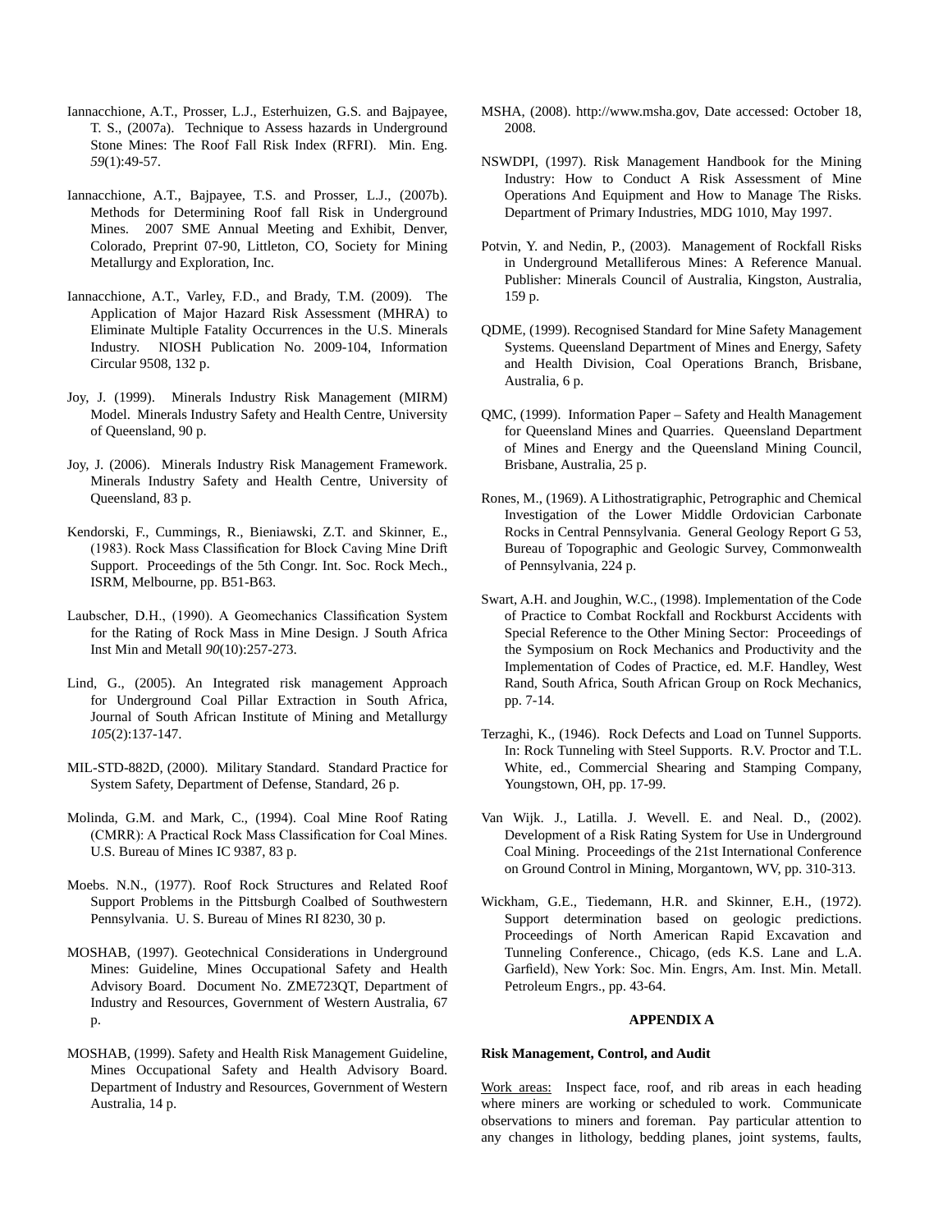Iannacchione, A.T., Prosser, L.J., Esterhuizen, G.S. and Bajpayee, T. S., (2007a). Technique to Assess hazards in Underground Stone Mines: The Roof Fall Risk Index (RFRI). Min. Eng. *59*(1):49-57.

Iannacchione, A.T., Bajpayee, T.S. and Prosser, L.J., (2007b). Methods for Determining Roof fall Risk in Underground Mines. 2007 SME Annual Meeting and Exhibit, Denver, Colorado, Preprint 07-90, Littleton, CO, Society for Mining Metallurgy and Exploration, Inc.

Iannacchione, A.T., Varley, F.D., and Brady, T.M. (2009). The Application of Major Hazard Risk Assessment (MHRA) to Eliminate Multiple Fatality Occurrences in the U.S. Minerals Industry. NIOSH Publication No. 2009-104, Information Circular 9508, 132 p.

Joy, J. (1999). Minerals Industry Risk Management (MIRM) Model. Minerals Industry Safety and Health Centre, University of Queensland, 90 p.

Joy, J. (2006). Minerals Industry Risk Management Framework. Minerals Industry Safety and Health Centre, University of Queensland, 83 p.

Kendorski, F., Cummings, R., Bieniawski, Z.T. and Skinner, E., (1983). Rock Mass Classification for Block Caving Mine Drift Support. Proceedings of the 5th Congr. Int. Soc. Rock Mech., ISRM, Melbourne, pp. B51-B63.

Laubscher, D.H., (1990). A Geomechanics Classification System for the Rating of Rock Mass in Mine Design. J South Africa Inst Min and Metall *90*(10):257-273.

Lind, G., (2005). An Integrated risk management Approach for Underground Coal Pillar Extraction in South Africa, Journal of South African Institute of Mining and Metallurgy *105*(2):137-147.

MIL-STD-882D, (2000). Military Standard. Standard Practice for System Safety, Department of Defense, Standard, 26 p.

Molinda, G.M. and Mark, C., (1994). Coal Mine Roof Rating (CMRR): A Practical Rock Mass Classification for Coal Mines. U.S. Bureau of Mines IC 9387, 83 p.

Moebs. N.N., (1977). Roof Rock Structures and Related Roof Support Problems in the Pittsburgh Coalbed of Southwestern Pennsylvania. U. S. Bureau of Mines RI 8230, 30 p.

MOSHAB, (1997). Geotechnical Considerations in Underground Mines: Guideline, Mines Occupational Safety and Health Advisory Board. Document No. ZME723QT, Department of Industry and Resources, Government of Western Australia, 67 p.

MOSHAB, (1999). Safety and Health Risk Management Guideline, Mines Occupational Safety and Health Advisory Board. Department of Industry and Resources, Government of Western Australia, 14 p.

MSHA, (2008). http://www.msha.gov, Date accessed: October 18, 2008.

NSWDPI, (1997). Risk Management Handbook for the Mining Industry: How to Conduct A Risk Assessment of Mine Operations And Equipment and How to Manage The Risks. Department of Primary Industries, MDG 1010, May 1997.

Potvin, Y. and Nedin, P., (2003). Management of Rockfall Risks in Underground Metalliferous Mines: A Reference Manual. Publisher: Minerals Council of Australia, Kingston, Australia, 159 p.

QDME, (1999). Recognised Standard for Mine Safety Management Systems. Queensland Department of Mines and Energy, Safety and Health Division, Coal Operations Branch, Brisbane, Australia, 6 p.

QMC, (1999). Information Paper – Safety and Health Management for Queensland Mines and Quarries. Queensland Department of Mines and Energy and the Queensland Mining Council, Brisbane, Australia, 25 p.

Rones, M., (1969). A Lithostratigraphic, Petrographic and Chemical Investigation of the Lower Middle Ordovician Carbonate Rocks in Central Pennsylvania. General Geology Report G 53, Bureau of Topographic and Geologic Survey, Commonwealth of Pennsylvania, 224 p.

Swart, A.H. and Joughin, W.C., (1998). Implementation of the Code of Practice to Combat Rockfall and Rockburst Accidents with Special Reference to the Other Mining Sector: Proceedings of the Symposium on Rock Mechanics and Productivity and the Implementation of Codes of Practice, ed. M.F. Handley, West Rand, South Africa, South African Group on Rock Mechanics, pp. 7-14.

Terzaghi, K., (1946). Rock Defects and Load on Tunnel Supports. In: Rock Tunneling with Steel Supports. R.V. Proctor and T.L. White, ed., Commercial Shearing and Stamping Company, Youngstown, OH, pp. 17-99.

Van Wijk. J., Latilla. J. Wevell. E. and Neal. D., (2002). Development of a Risk Rating System for Use in Underground Coal Mining. Proceedings of the 21st International Conference on Ground Control in Mining, Morgantown, WV, pp. 310-313.

Wickham, G.E., Tiedemann, H.R. and Skinner, E.H., (1972). Support determination based on geologic predictions. Proceedings of North American Rapid Excavation and Tunneling Conference., Chicago, (eds K.S. Lane and L.A. Garfield), New York: Soc. Min. Engrs, Am. Inst. Min. Metall. Petroleum Engrs., pp. 43-64.

## APPENDIX A

**Risk Management, Control, and Audit**

Work areas: Inspect face, roof, and rib areas in each heading where miners are working or scheduled to work. Communicate observations to miners and foreman. Pay particular attention to any changes in lithology, bedding planes, joint systems, faults,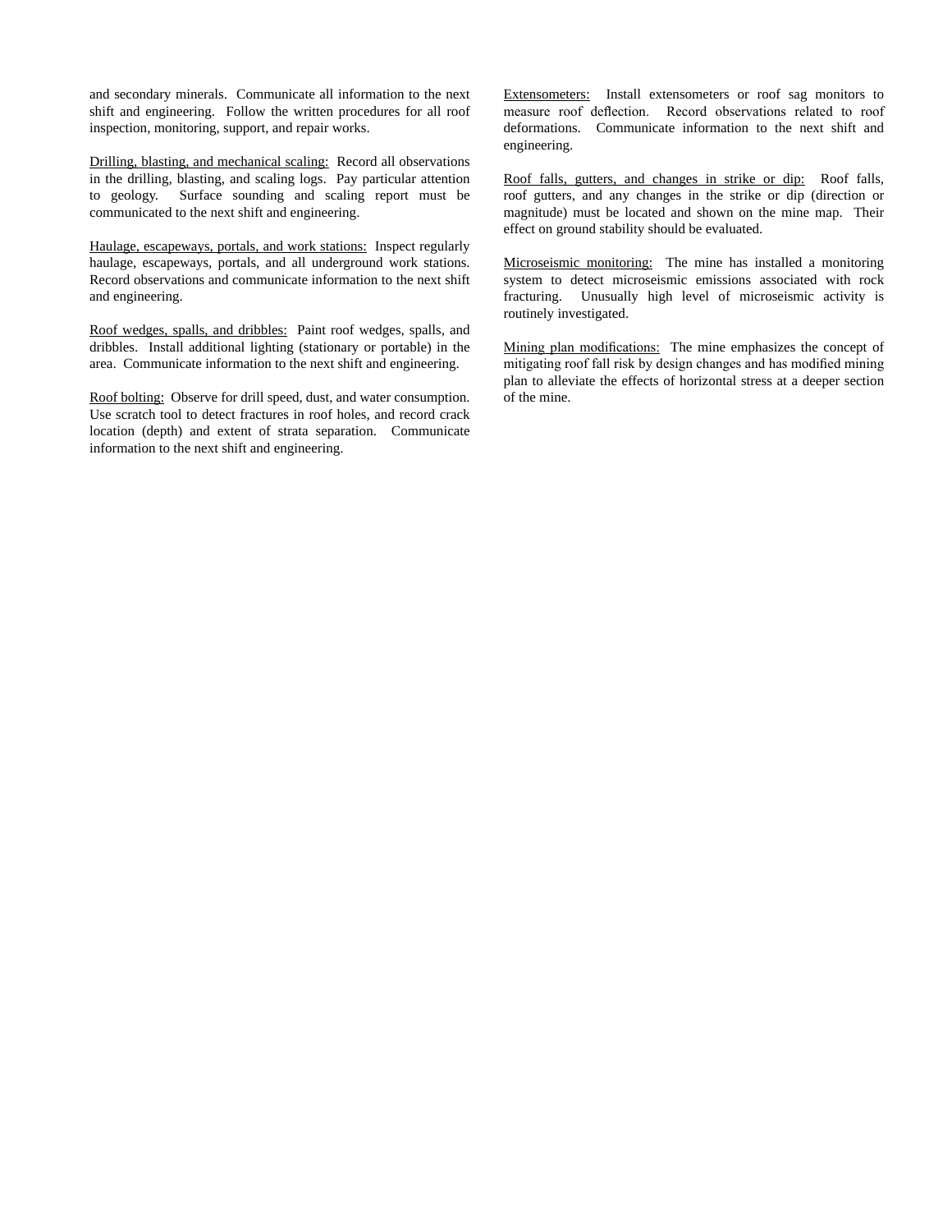and secondary minerals. Communicate all information to the next shift and engineering. Follow the written procedures for all roof inspection, monitoring, support, and repair works.

Drilling, blasting, and mechanical scaling: Record all observations in the drilling, blasting, and scaling logs. Pay particular attention to geology. Surface sounding and scaling report must be communicated to the next shift and engineering.

Haulage, escapeways, portals, and work stations: Inspect regularly haulage, escapeways, portals, and all underground work stations. Record observations and communicate information to the next shift and engineering.

Roof wedges, spalls, and dribbles: Paint roof wedges, spalls, and dribbles. Install additional lighting (stationary or portable) in the area. Communicate information to the next shift and engineering.

Roof bolting: Observe for drill speed, dust, and water consumption. Use scratch tool to detect fractures in roof holes, and record crack location (depth) and extent of strata separation. Communicate information to the next shift and engineering.

Extensometers: Install extensometers or roof sag monitors to measure roof deflection. Record observations related to roof deformations. Communicate information to the next shift and engineering.

Roof falls, gutters, and changes in strike or dip: Roof falls, roof gutters, and any changes in the strike or dip (direction or magnitude) must be located and shown on the mine map. Their effect on ground stability should be evaluated.

Microseismic monitoring: The mine has installed a monitoring system to detect microseismic emissions associated with rock fracturing. Unusually high level of microseismic activity is routinely investigated.

Mining plan modifications: The mine emphasizes the concept of mitigating roof fall risk by design changes and has modified mining plan to alleviate the effects of horizontal stress at a deeper section of the mine.